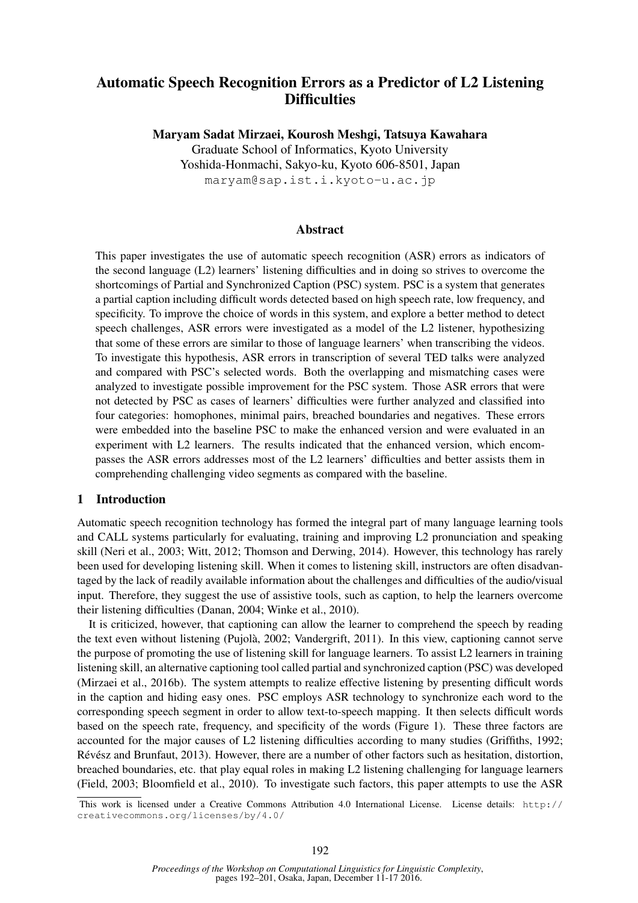# Automatic Speech Recognition Errors as a Predictor of L2 Listening Difficulties

**Maryam Sadat Mirzaei, Kourosh Meshgi, Tatsuya Kawahara**
Graduate School of Informatics, Kyoto University
Yoshida-Honmachi, Sakyo-ku, Kyoto 606-8501, Japan
maryam@sap.ist.i.kyoto-u.ac.jp

## Abstract

This paper investigates the use of automatic speech recognition (ASR) errors as indicators of the second language (L2) learners' listening difficulties and in doing so strives to overcome the shortcomings of Partial and Synchronized Caption (PSC) system. PSC is a system that generates a partial caption including difficult words detected based on high speech rate, low frequency, and specificity. To improve the choice of words in this system, and explore a better method to detect speech challenges, ASR errors were investigated as a model of the L2 listener, hypothesizing that some of these errors are similar to those of language learners' when transcribing the videos. To investigate this hypothesis, ASR errors in transcription of several TED talks were analyzed and compared with PSC's selected words. Both the overlapping and mismatching cases were analyzed to investigate possible improvement for the PSC system. Those ASR errors that were not detected by PSC as cases of learners' difficulties were further analyzed and classified into four categories: homophones, minimal pairs, breached boundaries and negatives. These errors were embedded into the baseline PSC to make the enhanced version and were evaluated in an experiment with L2 learners. The results indicated that the enhanced version, which encompasses the ASR errors addresses most of the L2 learners' difficulties and better assists them in comprehending challenging video segments as compared with the baseline.

## 1 Introduction

Automatic speech recognition technology has formed the integral part of many language learning tools and CALL systems particularly for evaluating, training and improving L2 pronunciation and speaking skill (Neri et al., 2003; Witt, 2012; Thomson and Derwing, 2014). However, this technology has rarely been used for developing listening skill. When it comes to listening skill, instructors are often disadvantaged by the lack of readily available information about the challenges and difficulties of the audio/visual input. Therefore, they suggest the use of assistive tools, such as caption, to help the learners overcome their listening difficulties (Danan, 2004; Winke et al., 2010).

It is criticized, however, that captioning can allow the learner to comprehend the speech by reading the text even without listening (Pujolà, 2002; Vandergrift, 2011). In this view, captioning cannot serve the purpose of promoting the use of listening skill for language learners. To assist L2 learners in training listening skill, an alternative captioning tool called partial and synchronized caption (PSC) was developed (Mirzaei et al., 2016b). The system attempts to realize effective listening by presenting difficult words in the caption and hiding easy ones. PSC employs ASR technology to synchronize each word to the corresponding speech segment in order to allow text-to-speech mapping. It then selects difficult words based on the speech rate, frequency, and specificity of the words (Figure 1). These three factors are accounted for the major causes of L2 listening difficulties according to many studies (Griffiths, 1992; Révész and Brunfaut, 2013). However, there are a number of other factors such as hesitation, distortion, breached boundaries, etc. that play equal roles in making L2 listening challenging for language learners (Field, 2003; Bloomfield et al., 2010). To investigate such factors, this paper attempts to use the ASR

This work is licensed under a Creative Commons Attribution 4.0 International License. License details: http://creativecommons.org/licenses/by/4.0/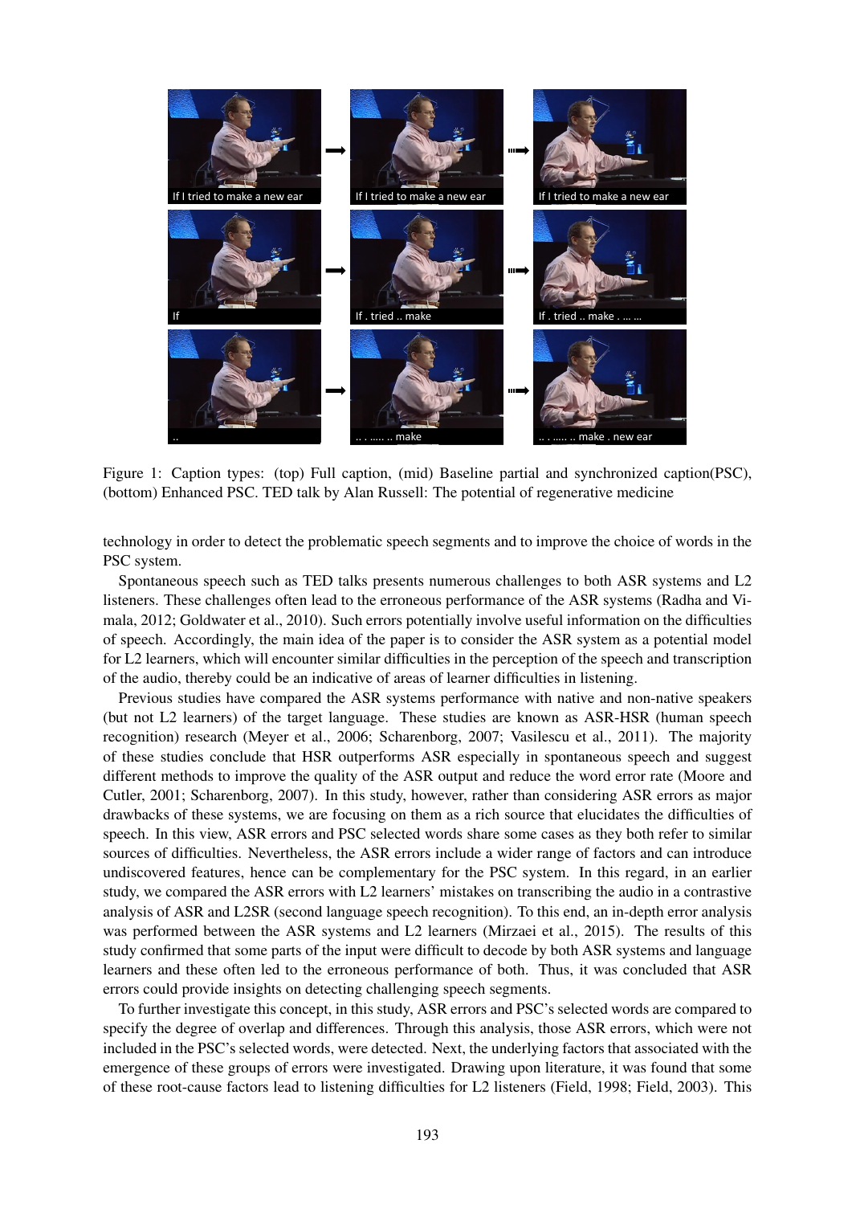Figure 1: Caption types: (top) Full caption, (mid) Baseline partial and synchronized caption(PSC), (bottom) Enhanced PSC. TED talk by Alan Russell: The potential of regenerative medicine

technology in order to detect the problematic speech segments and to improve the choice of words in the PSC system.

Spontaneous speech such as TED talks presents numerous challenges to both ASR systems and L2 listeners. These challenges often lead to the erroneous performance of the ASR systems (Radha and Vimala, 2012; Goldwater et al., 2010). Such errors potentially involve useful information on the difficulties of speech. Accordingly, the main idea of the paper is to consider the ASR system as a potential model for L2 learners, which will encounter similar difficulties in the perception of the speech and transcription of the audio, thereby could be an indicative of areas of learner difficulties in listening.

Previous studies have compared the ASR systems performance with native and non-native speakers (but not L2 learners) of the target language. These studies are known as ASR-HSR (human speech recognition) research (Meyer et al., 2006; Scharenborg, 2007; Vasilescu et al., 2011). The majority of these studies conclude that HSR outperforms ASR especially in spontaneous speech and suggest different methods to improve the quality of the ASR output and reduce the word error rate (Moore and Cutler, 2001; Scharenborg, 2007). In this study, however, rather than considering ASR errors as major drawbacks of these systems, we are focusing on them as a rich source that elucidates the difficulties of speech. In this view, ASR errors and PSC selected words share some cases as they both refer to similar sources of difficulties. Nevertheless, the ASR errors include a wider range of factors and can introduce undiscovered features, hence can be complementary for the PSC system. In this regard, in an earlier study, we compared the ASR errors with L2 learners' mistakes on transcribing the audio in a contrastive analysis of ASR and L2SR (second language speech recognition). To this end, an in-depth error analysis was performed between the ASR systems and L2 learners (Mirzaei et al., 2015). The results of this study confirmed that some parts of the input were difficult to decode by both ASR systems and language learners and these often led to the erroneous performance of both. Thus, it was concluded that ASR errors could provide insights on detecting challenging speech segments.

To further investigate this concept, in this study, ASR errors and PSC's selected words are compared to specify the degree of overlap and differences. Through this analysis, those ASR errors, which were not included in the PSC's selected words, were detected. Next, the underlying factors that associated with the emergence of these groups of errors were investigated. Drawing upon literature, it was found that some of these root-cause factors lead to listening difficulties for L2 listeners (Field, 1998; Field, 2003). This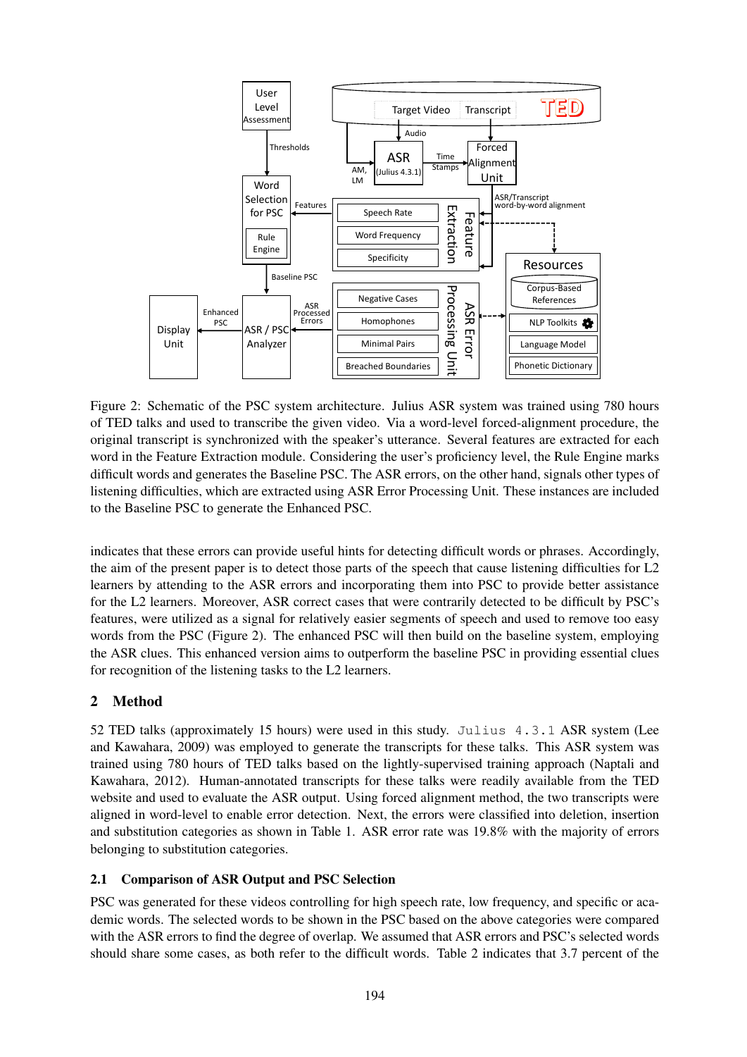Figure 2: Schematic of the PSC system architecture. Julius ASR system was trained using 780 hours of TED talks and used to transcribe the given video. Via a word-level forced-alignment procedure, the original transcript is synchronized with the speaker's utterance. Several features are extracted for each word in the Feature Extraction module. Considering the user's proficiency level, the Rule Engine marks difficult words and generates the Baseline PSC. The ASR errors, on the other hand, signals other types of listening difficulties, which are extracted using ASR Error Processing Unit. These instances are included to the Baseline PSC to generate the Enhanced PSC.

indicates that these errors can provide useful hints for detecting difficult words or phrases. Accordingly, the aim of the present paper is to detect those parts of the speech that cause listening difficulties for L2 learners by attending to the ASR errors and incorporating them into PSC to provide better assistance for the L2 learners. Moreover, ASR correct cases that were contrarily detected to be difficult by PSC's features, were utilized as a signal for relatively easier segments of speech and used to remove too easy words from the PSC (Figure 2). The enhanced PSC will then build on the baseline system, employing the ASR clues. This enhanced version aims to outperform the baseline PSC in providing essential clues for recognition of the listening tasks to the L2 learners.

## 2 Method

52 TED talks (approximately 15 hours) were used in this study. `Julius 4.3.1` ASR system (Lee and Kawahara, 2009) was employed to generate the transcripts for these talks. This ASR system was trained using 780 hours of TED talks based on the lightly-supervised training approach (Naptali and Kawahara, 2012). Human-annotated transcripts for these talks were readily available from the TED website and used to evaluate the ASR output. Using forced alignment method, the two transcripts were aligned in word-level to enable error detection. Next, the errors were classified into deletion, insertion and substitution categories as shown in Table 1. ASR error rate was 19.8% with the majority of errors belonging to substitution categories.

### 2.1 Comparison of ASR Output and PSC Selection

PSC was generated for these videos controlling for high speech rate, low frequency, and specific or academic words. The selected words to be shown in the PSC based on the above categories were compared with the ASR errors to find the degree of overlap. We assumed that ASR errors and PSC's selected words should share some cases, as both refer to the difficult words. Table 2 indicates that 3.7 percent of the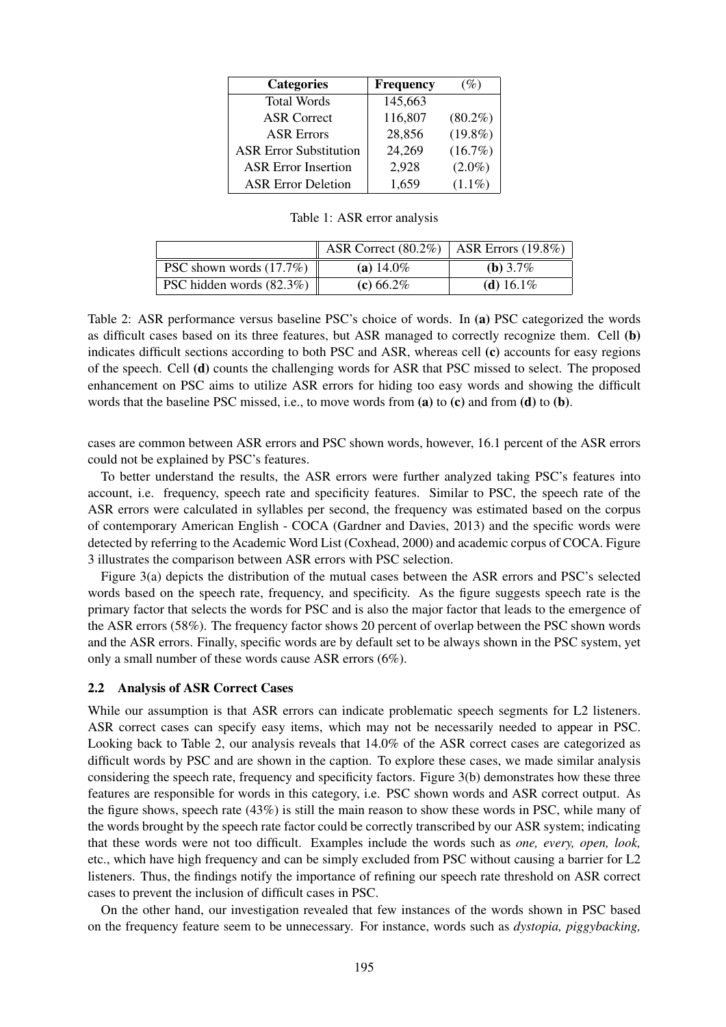| Categories | Frequency | (%) |
|---|---|---|
| Total Words | 145,663 | |
| ASR Correct | 116,807 | (80.2%) |
| ASR Errors | 28,856 | (19.8%) |
| ASR Error Substitution | 24,269 | (16.7%) |
| ASR Error Insertion | 2,928 | (2.0%) |
| ASR Error Deletion | 1,659 | (1.1%) |

Table 1: ASR error analysis

| | ASR Correct (80.2%) | ASR Errors (19.8%) |
|---|---|---|
| PSC shown words (17.7%) | **(a)** 14.0% | **(b)** 3.7% |
| PSC hidden words (82.3%) | **(c)** 66.2% | **(d)** 16.1% |

Table 2: ASR performance versus baseline PSC's choice of words. In **(a)** PSC categorized the words as difficult cases based on its three features, but ASR managed to correctly recognize them. Cell **(b)** indicates difficult sections according to both PSC and ASR, whereas cell **(c)** accounts for easy regions of the speech. Cell **(d)** counts the challenging words for ASR that PSC missed to select. The proposed enhancement on PSC aims to utilize ASR errors for hiding too easy words and showing the difficult words that the baseline PSC missed, i.e., to move words from **(a)** to **(c)** and from **(d)** to **(b)**.

cases are common between ASR errors and PSC shown words, however, 16.1 percent of the ASR errors could not be explained by PSC's features.

To better understand the results, the ASR errors were further analyzed taking PSC's features into account, i.e. frequency, speech rate and specificity features. Similar to PSC, the speech rate of the ASR errors were calculated in syllables per second, the frequency was estimated based on the corpus of contemporary American English - COCA (Gardner and Davies, 2013) and the specific words were detected by referring to the Academic Word List (Coxhead, 2000) and academic corpus of COCA. Figure 3 illustrates the comparison between ASR errors with PSC selection.

Figure 3(a) depicts the distribution of the mutual cases between the ASR errors and PSC's selected words based on the speech rate, frequency, and specificity. As the figure suggests speech rate is the primary factor that selects the words for PSC and is also the major factor that leads to the emergence of the ASR errors (58%). The frequency factor shows 20 percent of overlap between the PSC shown words and the ASR errors. Finally, specific words are by default set to be always shown in the PSC system, yet only a small number of these words cause ASR errors (6%).

### 2.2 Analysis of ASR Correct Cases

While our assumption is that ASR errors can indicate problematic speech segments for L2 listeners. ASR correct cases can specify easy items, which may not be necessarily needed to appear in PSC. Looking back to Table 2, our analysis reveals that 14.0% of the ASR correct cases are categorized as difficult words by PSC and are shown in the caption. To explore these cases, we made similar analysis considering the speech rate, frequency and specificity factors. Figure 3(b) demonstrates how these three features are responsible for words in this category, i.e. PSC shown words and ASR correct output. As the figure shows, speech rate (43%) is still the main reason to show these words in PSC, while many of the words brought by the speech rate factor could be correctly transcribed by our ASR system; indicating that these words were not too difficult. Examples include the words such as *one, every, open, look,* etc., which have high frequency and can be simply excluded from PSC without causing a barrier for L2 listeners. Thus, the findings notify the importance of refining our speech rate threshold on ASR correct cases to prevent the inclusion of difficult cases in PSC.

On the other hand, our investigation revealed that few instances of the words shown in PSC based on the frequency feature seem to be unnecessary. For instance, words such as *dystopia, piggybacking,*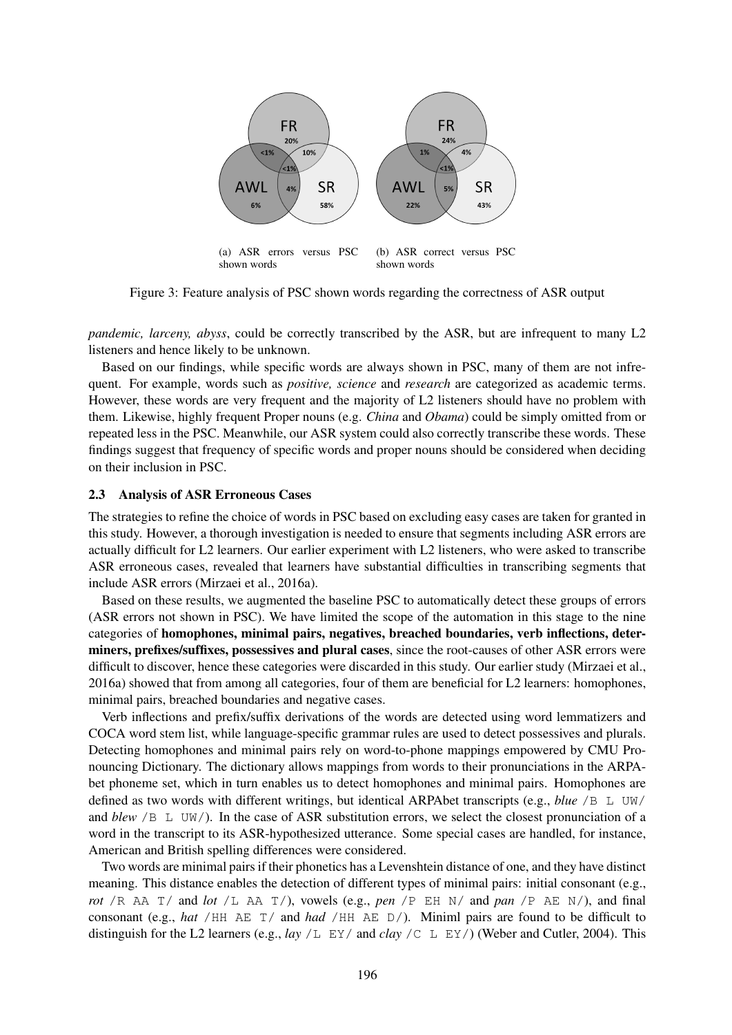(a) ASR errors versus PSC shown words

(b) ASR correct versus PSC shown words

Figure 3: Feature analysis of PSC shown words regarding the correctness of ASR output

*pandemic, larceny, abyss*, could be correctly transcribed by the ASR, but are infrequent to many L2 listeners and hence likely to be unknown.

Based on our findings, while specific words are always shown in PSC, many of them are not infrequent. For example, words such as *positive, science* and *research* are categorized as academic terms. However, these words are very frequent and the majority of L2 listeners should have no problem with them. Likewise, highly frequent Proper nouns (e.g. *China* and *Obama*) could be simply omitted from or repeated less in the PSC. Meanwhile, our ASR system could also correctly transcribe these words. These findings suggest that frequency of specific words and proper nouns should be considered when deciding on their inclusion in PSC.

### 2.3 Analysis of ASR Erroneous Cases

The strategies to refine the choice of words in PSC based on excluding easy cases are taken for granted in this study. However, a thorough investigation is needed to ensure that segments including ASR errors are actually difficult for L2 learners. Our earlier experiment with L2 listeners, who were asked to transcribe ASR erroneous cases, revealed that learners have substantial difficulties in transcribing segments that include ASR errors (Mirzaei et al., 2016a).

Based on these results, we augmented the baseline PSC to automatically detect these groups of errors (ASR errors not shown in PSC). We have limited the scope of the automation in this stage to the nine categories of **homophones, minimal pairs, negatives, breached boundaries, verb inflections, determiners, prefixes/suffixes, possessives and plural cases**, since the root-causes of other ASR errors were difficult to discover, hence these categories were discarded in this study. Our earlier study (Mirzaei et al., 2016a) showed that from among all categories, four of them are beneficial for L2 learners: homophones, minimal pairs, breached boundaries and negative cases.

Verb inflections and prefix/suffix derivations of the words are detected using word lemmatizers and COCA word stem list, while language-specific grammar rules are used to detect possessives and plurals. Detecting homophones and minimal pairs rely on word-to-phone mappings empowered by CMU Pronouncing Dictionary. The dictionary allows mappings from words to their pronunciations in the ARPAbet phoneme set, which in turn enables us to detect homophones and minimal pairs. Homophones are defined as two words with different writings, but identical ARPAbet transcripts (e.g., *blue* `/B L UW/` and *blew* `/B L UW/`). In the case of ASR substitution errors, we select the closest pronunciation of a word in the transcript to its ASR-hypothesized utterance. Some special cases are handled, for instance, American and British spelling differences were considered.

Two words are minimal pairs if their phonetics has a Levenshtein distance of one, and they have distinct meaning. This distance enables the detection of different types of minimal pairs: initial consonant (e.g., *rot* `/R AA T/` and *lot* `/L AA T/`), vowels (e.g., *pen* `/P EH N/` and *pan* `/P AE N/`), and final consonant (e.g., *hat* `/HH AE T/` and *had* `/HH AE D/`). Miniml pairs are found to be difficult to distinguish for the L2 learners (e.g., *lay* `/L EY/` and *clay* `/C L EY/`) (Weber and Cutler, 2004). This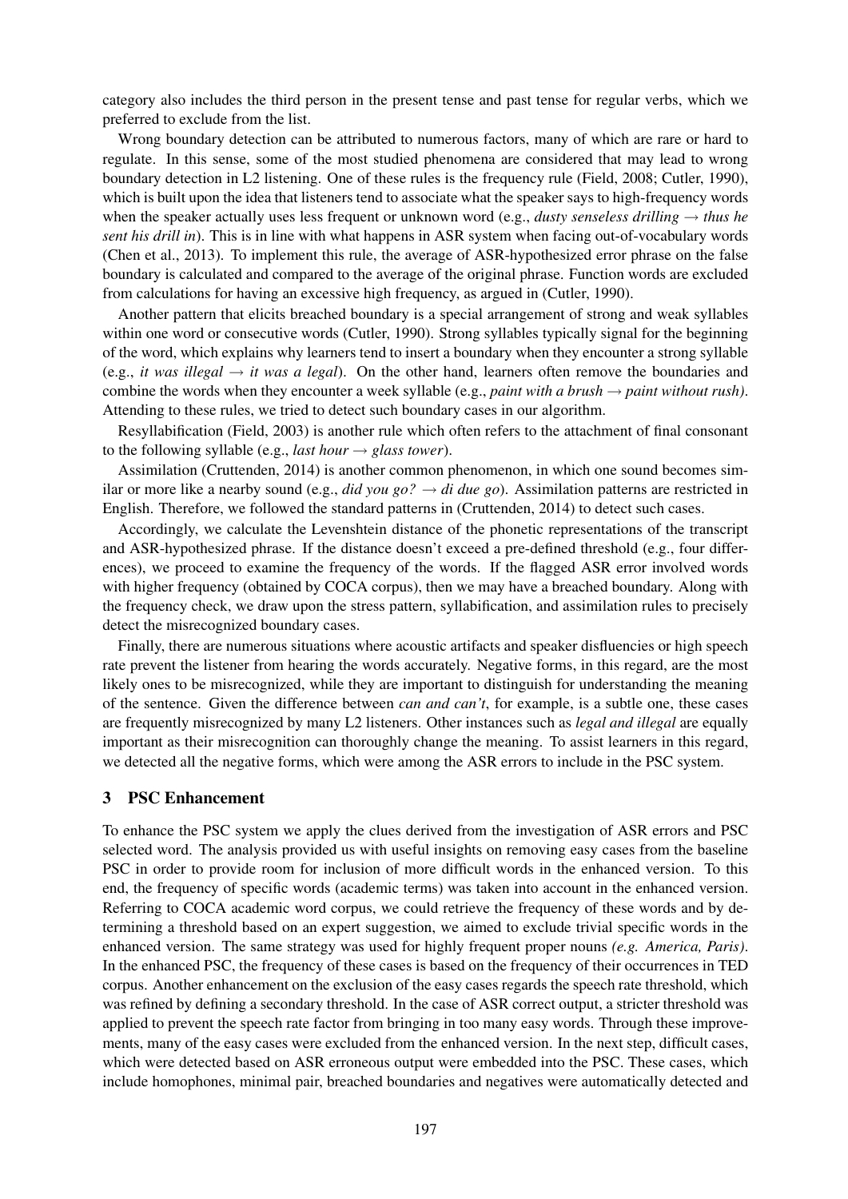category also includes the third person in the present tense and past tense for regular verbs, which we preferred to exclude from the list.

Wrong boundary detection can be attributed to numerous factors, many of which are rare or hard to regulate. In this sense, some of the most studied phenomena are considered that may lead to wrong boundary detection in L2 listening. One of these rules is the frequency rule (Field, 2008; Cutler, 1990), which is built upon the idea that listeners tend to associate what the speaker says to high-frequency words when the speaker actually uses less frequent or unknown word (e.g., *dusty senseless drilling* → *thus he sent his drill in*). This is in line with what happens in ASR system when facing out-of-vocabulary words (Chen et al., 2013). To implement this rule, the average of ASR-hypothesized error phrase on the false boundary is calculated and compared to the average of the original phrase. Function words are excluded from calculations for having an excessive high frequency, as argued in (Cutler, 1990).

Another pattern that elicits breached boundary is a special arrangement of strong and weak syllables within one word or consecutive words (Cutler, 1990). Strong syllables typically signal for the beginning of the word, which explains why learners tend to insert a boundary when they encounter a strong syllable (e.g., *it was illegal* → *it was a legal*). On the other hand, learners often remove the boundaries and combine the words when they encounter a week syllable (e.g., *paint with a brush* → *paint without rush)*. Attending to these rules, we tried to detect such boundary cases in our algorithm.

Resyllabification (Field, 2003) is another rule which often refers to the attachment of final consonant to the following syllable (e.g., *last hour* → *glass tower*).

Assimilation (Cruttenden, 2014) is another common phenomenon, in which one sound becomes similar or more like a nearby sound (e.g., *did you go?* → *di due go*). Assimilation patterns are restricted in English. Therefore, we followed the standard patterns in (Cruttenden, 2014) to detect such cases.

Accordingly, we calculate the Levenshtein distance of the phonetic representations of the transcript and ASR-hypothesized phrase. If the distance doesn't exceed a pre-defined threshold (e.g., four differences), we proceed to examine the frequency of the words. If the flagged ASR error involved words with higher frequency (obtained by COCA corpus), then we may have a breached boundary. Along with the frequency check, we draw upon the stress pattern, syllabification, and assimilation rules to precisely detect the misrecognized boundary cases.

Finally, there are numerous situations where acoustic artifacts and speaker disfluencies or high speech rate prevent the listener from hearing the words accurately. Negative forms, in this regard, are the most likely ones to be misrecognized, while they are important to distinguish for understanding the meaning of the sentence. Given the difference between *can and can't*, for example, is a subtle one, these cases are frequently misrecognized by many L2 listeners. Other instances such as *legal and illegal* are equally important as their misrecognition can thoroughly change the meaning. To assist learners in this regard, we detected all the negative forms, which were among the ASR errors to include in the PSC system.

## 3 PSC Enhancement

To enhance the PSC system we apply the clues derived from the investigation of ASR errors and PSC selected word. The analysis provided us with useful insights on removing easy cases from the baseline PSC in order to provide room for inclusion of more difficult words in the enhanced version. To this end, the frequency of specific words (academic terms) was taken into account in the enhanced version. Referring to COCA academic word corpus, we could retrieve the frequency of these words and by determining a threshold based on an expert suggestion, we aimed to exclude trivial specific words in the enhanced version. The same strategy was used for highly frequent proper nouns *(e.g. America, Paris)*. In the enhanced PSC, the frequency of these cases is based on the frequency of their occurrences in TED corpus. Another enhancement on the exclusion of the easy cases regards the speech rate threshold, which was refined by defining a secondary threshold. In the case of ASR correct output, a stricter threshold was applied to prevent the speech rate factor from bringing in too many easy words. Through these improvements, many of the easy cases were excluded from the enhanced version. In the next step, difficult cases, which were detected based on ASR erroneous output were embedded into the PSC. These cases, which include homophones, minimal pair, breached boundaries and negatives were automatically detected and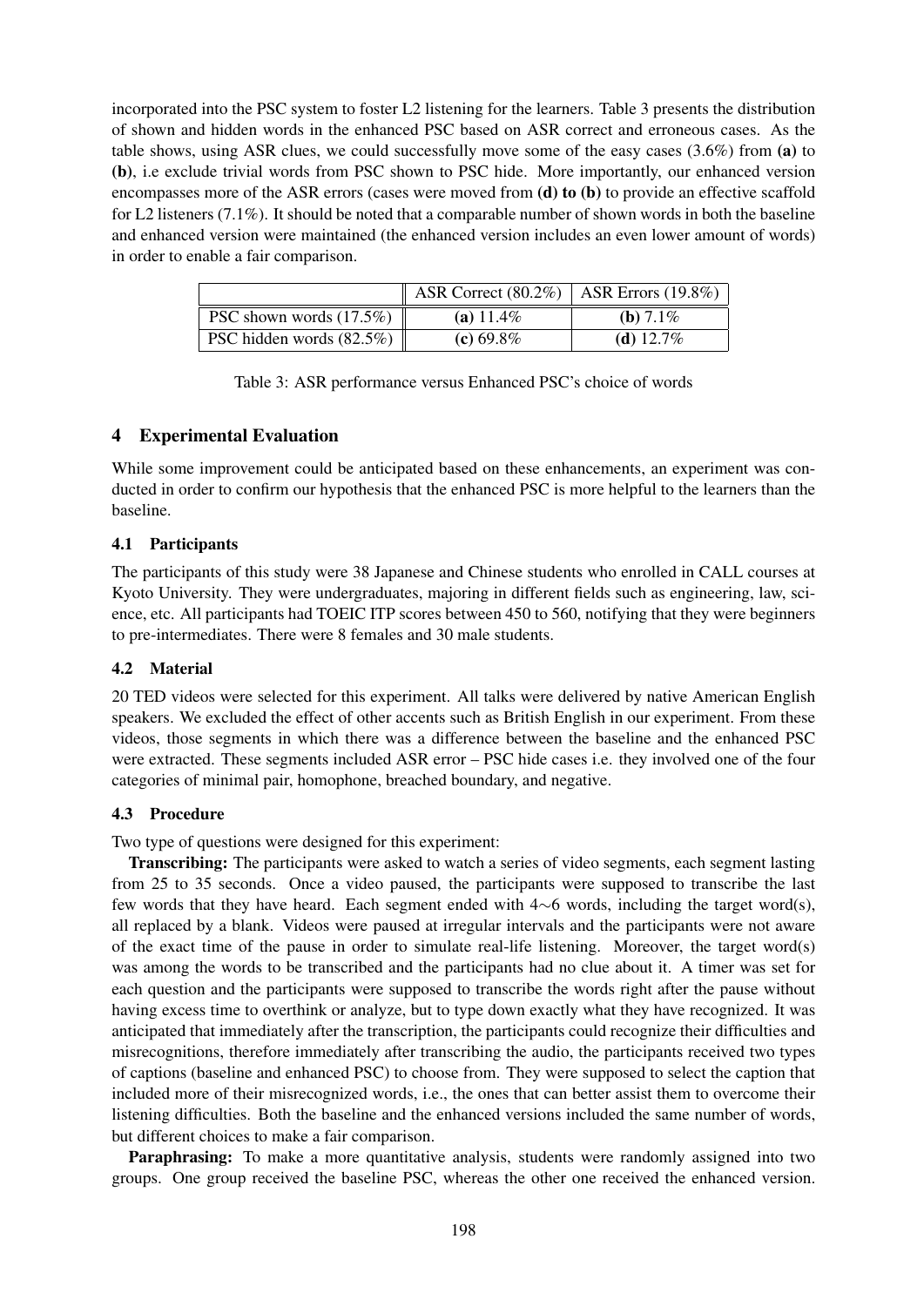incorporated into the PSC system to foster L2 listening for the learners. Table 3 presents the distribution of shown and hidden words in the enhanced PSC based on ASR correct and erroneous cases. As the table shows, using ASR clues, we could successfully move some of the easy cases (3.6%) from **(a)** to **(b)**, i.e exclude trivial words from PSC shown to PSC hide. More importantly, our enhanced version encompasses more of the ASR errors (cases were moved from **(d) to (b)** to provide an effective scaffold for L2 listeners (7.1%). It should be noted that a comparable number of shown words in both the baseline and enhanced version were maintained (the enhanced version includes an even lower amount of words) in order to enable a fair comparison.

| | ASR Correct (80.2%) | ASR Errors (19.8%) |
|---|---|---|
| PSC shown words (17.5%) | **(a)** 11.4% | **(b)** 7.1% |
| PSC hidden words (82.5%) | **(c)** 69.8% | **(d)** 12.7% |

Table 3: ASR performance versus Enhanced PSC's choice of words

## 4 Experimental Evaluation

While some improvement could be anticipated based on these enhancements, an experiment was conducted in order to confirm our hypothesis that the enhanced PSC is more helpful to the learners than the baseline.

### 4.1 Participants

The participants of this study were 38 Japanese and Chinese students who enrolled in CALL courses at Kyoto University. They were undergraduates, majoring in different fields such as engineering, law, science, etc. All participants had TOEIC ITP scores between 450 to 560, notifying that they were beginners to pre-intermediates. There were 8 females and 30 male students.

### 4.2 Material

20 TED videos were selected for this experiment. All talks were delivered by native American English speakers. We excluded the effect of other accents such as British English in our experiment. From these videos, those segments in which there was a difference between the baseline and the enhanced PSC were extracted. These segments included ASR error – PSC hide cases i.e. they involved one of the four categories of minimal pair, homophone, breached boundary, and negative.

### 4.3 Procedure

Two type of questions were designed for this experiment:

**Transcribing:** The participants were asked to watch a series of video segments, each segment lasting from 25 to 35 seconds. Once a video paused, the participants were supposed to transcribe the last few words that they have heard. Each segment ended with 4∼6 words, including the target word(s), all replaced by a blank. Videos were paused at irregular intervals and the participants were not aware of the exact time of the pause in order to simulate real-life listening. Moreover, the target word(s) was among the words to be transcribed and the participants had no clue about it. A timer was set for each question and the participants were supposed to transcribe the words right after the pause without having excess time to overthink or analyze, but to type down exactly what they have recognized. It was anticipated that immediately after the transcription, the participants could recognize their difficulties and misrecognitions, therefore immediately after transcribing the audio, the participants received two types of captions (baseline and enhanced PSC) to choose from. They were supposed to select the caption that included more of their misrecognized words, i.e., the ones that can better assist them to overcome their listening difficulties. Both the baseline and the enhanced versions included the same number of words, but different choices to make a fair comparison.

**Paraphrasing:** To make a more quantitative analysis, students were randomly assigned into two groups. One group received the baseline PSC, whereas the other one received the enhanced version.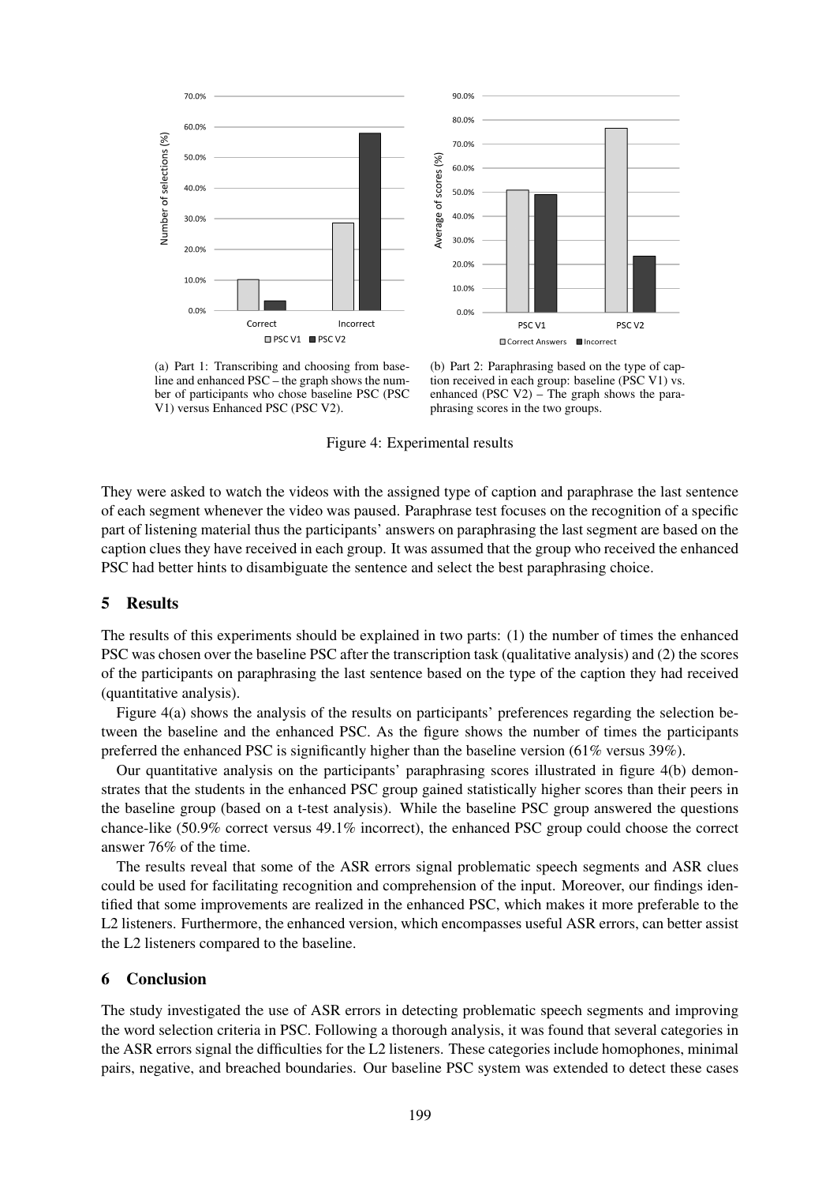(a) Part 1: Transcribing and choosing from baseline and enhanced PSC – the graph shows the number of participants who chose baseline PSC (PSC V1) versus Enhanced PSC (PSC V2).

(b) Part 2: Paraphrasing based on the type of caption received in each group: baseline (PSC V1) vs. enhanced (PSC V2) – The graph shows the paraphrasing scores in the two groups.

Figure 4: Experimental results

They were asked to watch the videos with the assigned type of caption and paraphrase the last sentence of each segment whenever the video was paused. Paraphrase test focuses on the recognition of a specific part of listening material thus the participants' answers on paraphrasing the last segment are based on the caption clues they have received in each group. It was assumed that the group who received the enhanced PSC had better hints to disambiguate the sentence and select the best paraphrasing choice.

## 5 Results

The results of this experiments should be explained in two parts: (1) the number of times the enhanced PSC was chosen over the baseline PSC after the transcription task (qualitative analysis) and (2) the scores of the participants on paraphrasing the last sentence based on the type of the caption they had received (quantitative analysis).

Figure 4(a) shows the analysis of the results on participants' preferences regarding the selection between the baseline and the enhanced PSC. As the figure shows the number of times the participants preferred the enhanced PSC is significantly higher than the baseline version (61% versus 39%).

Our quantitative analysis on the participants' paraphrasing scores illustrated in figure 4(b) demonstrates that the students in the enhanced PSC group gained statistically higher scores than their peers in the baseline group (based on a t-test analysis). While the baseline PSC group answered the questions chance-like (50.9% correct versus 49.1% incorrect), the enhanced PSC group could choose the correct answer 76% of the time.

The results reveal that some of the ASR errors signal problematic speech segments and ASR clues could be used for facilitating recognition and comprehension of the input. Moreover, our findings identified that some improvements are realized in the enhanced PSC, which makes it more preferable to the L2 listeners. Furthermore, the enhanced version, which encompasses useful ASR errors, can better assist the L2 listeners compared to the baseline.

## 6 Conclusion

The study investigated the use of ASR errors in detecting problematic speech segments and improving the word selection criteria in PSC. Following a thorough analysis, it was found that several categories in the ASR errors signal the difficulties for the L2 listeners. These categories include homophones, minimal pairs, negative, and breached boundaries. Our baseline PSC system was extended to detect these cases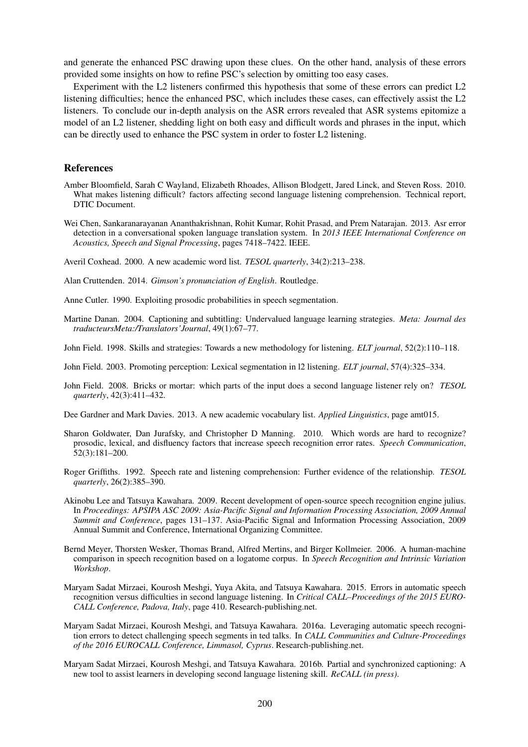and generate the enhanced PSC drawing upon these clues. On the other hand, analysis of these errors provided some insights on how to refine PSC's selection by omitting too easy cases.

Experiment with the L2 listeners confirmed this hypothesis that some of these errors can predict L2 listening difficulties; hence the enhanced PSC, which includes these cases, can effectively assist the L2 listeners. To conclude our in-depth analysis on the ASR errors revealed that ASR systems epitomize a model of an L2 listener, shedding light on both easy and difficult words and phrases in the input, which can be directly used to enhance the PSC system in order to foster L2 listening.

## References

Amber Bloomfield, Sarah C Wayland, Elizabeth Rhoades, Allison Blodgett, Jared Linck, and Steven Ross. 2010. What makes listening difficult? factors affecting second language listening comprehension. Technical report, DTIC Document.

Wei Chen, Sankaranarayanan Ananthakrishnan, Rohit Kumar, Rohit Prasad, and Prem Natarajan. 2013. Asr error detection in a conversational spoken language translation system. In *2013 IEEE International Conference on Acoustics, Speech and Signal Processing*, pages 7418–7422. IEEE.

Averil Coxhead. 2000. A new academic word list. *TESOL quarterly*, 34(2):213–238.

Alan Cruttenden. 2014. *Gimson's pronunciation of English*. Routledge.

Anne Cutler. 1990. Exploiting prosodic probabilities in speech segmentation.

Martine Danan. 2004. Captioning and subtitling: Undervalued language learning strategies. *Meta: Journal des traducteursMeta:/Translators'Journal*, 49(1):67–77.

John Field. 1998. Skills and strategies: Towards a new methodology for listening. *ELT journal*, 52(2):110–118.

John Field. 2003. Promoting perception: Lexical segmentation in l2 listening. *ELT journal*, 57(4):325–334.

John Field. 2008. Bricks or mortar: which parts of the input does a second language listener rely on? *TESOL quarterly*, 42(3):411–432.

Dee Gardner and Mark Davies. 2013. A new academic vocabulary list. *Applied Linguistics*, page amt015.

Sharon Goldwater, Dan Jurafsky, and Christopher D Manning. 2010. Which words are hard to recognize? prosodic, lexical, and disfluency factors that increase speech recognition error rates. *Speech Communication*, 52(3):181–200.

Roger Griffiths. 1992. Speech rate and listening comprehension: Further evidence of the relationship. *TESOL quarterly*, 26(2):385–390.

Akinobu Lee and Tatsuya Kawahara. 2009. Recent development of open-source speech recognition engine julius. In *Proceedings: APSIPA ASC 2009: Asia-Pacific Signal and Information Processing Association, 2009 Annual Summit and Conference*, pages 131–137. Asia-Pacific Signal and Information Processing Association, 2009 Annual Summit and Conference, International Organizing Committee.

Bernd Meyer, Thorsten Wesker, Thomas Brand, Alfred Mertins, and Birger Kollmeier. 2006. A human-machine comparison in speech recognition based on a logatome corpus. In *Speech Recognition and Intrinsic Variation Workshop*.

Maryam Sadat Mirzaei, Kourosh Meshgi, Yuya Akita, and Tatsuya Kawahara. 2015. Errors in automatic speech recognition versus difficulties in second language listening. In *Critical CALL–Proceedings of the 2015 EUROCALL Conference, Padova, Italy*, page 410. Research-publishing.net.

Maryam Sadat Mirzaei, Kourosh Meshgi, and Tatsuya Kawahara. 2016a. Leveraging automatic speech recognition errors to detect challenging speech segments in ted talks. In *CALL Communities and Culture-Proceedings of the 2016 EUROCALL Conference, Limmasol, Cyprus*. Research-publishing.net.

Maryam Sadat Mirzaei, Kourosh Meshgi, and Tatsuya Kawahara. 2016b. Partial and synchronized captioning: A new tool to assist learners in developing second language listening skill. *ReCALL (in press)*.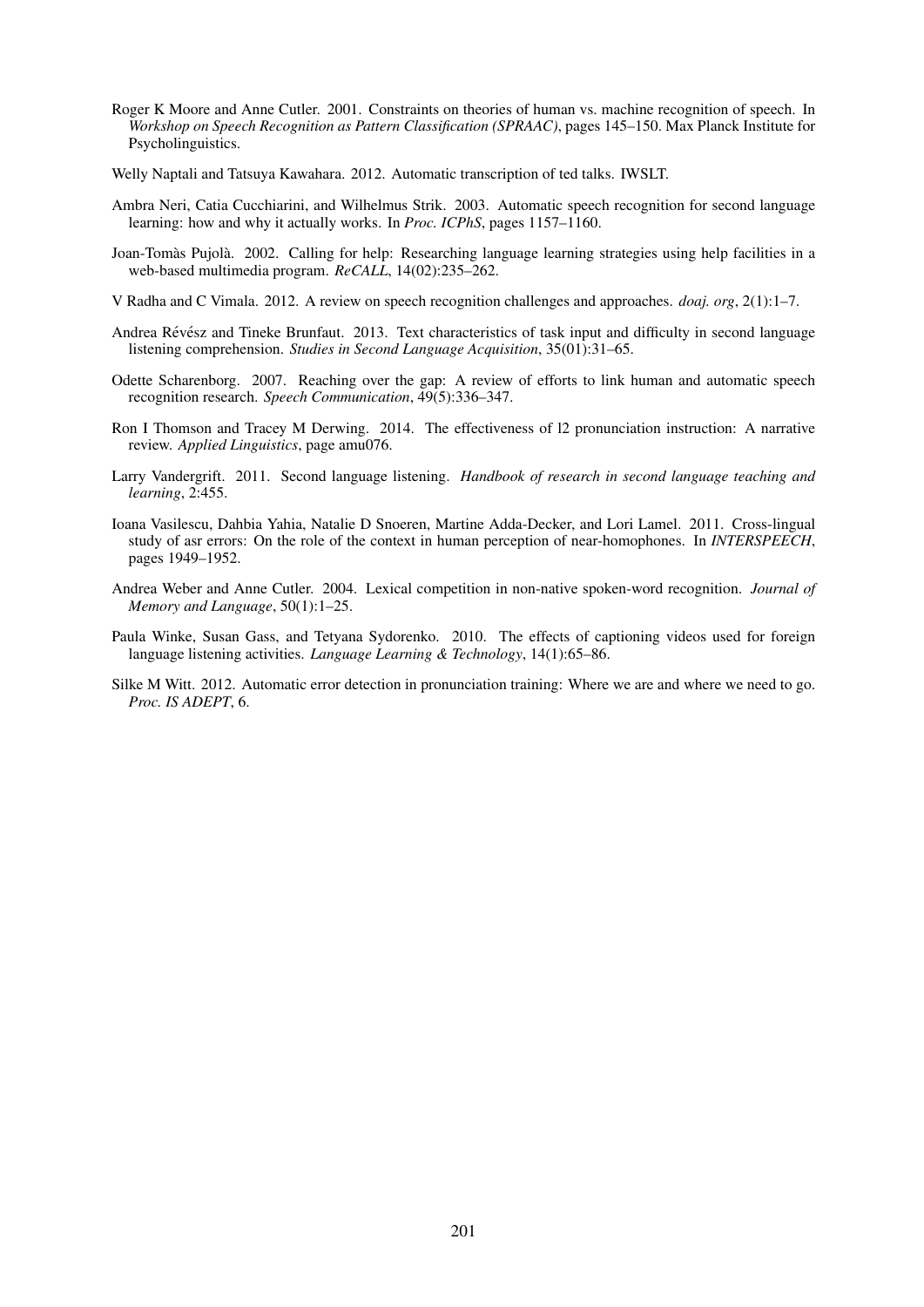Roger K Moore and Anne Cutler. 2001. Constraints on theories of human vs. machine recognition of speech. In *Workshop on Speech Recognition as Pattern Classification (SPRAAC)*, pages 145–150. Max Planck Institute for Psycholinguistics.

Welly Naptali and Tatsuya Kawahara. 2012. Automatic transcription of ted talks. IWSLT.

Ambra Neri, Catia Cucchiarini, and Wilhelmus Strik. 2003. Automatic speech recognition for second language learning: how and why it actually works. In *Proc. ICPhS*, pages 1157–1160.

Joan-Tomàs Pujolà. 2002. Calling for help: Researching language learning strategies using help facilities in a web-based multimedia program. *ReCALL*, 14(02):235–262.

V Radha and C Vimala. 2012. A review on speech recognition challenges and approaches. *doaj. org*, 2(1):1–7.

Andrea Révész and Tineke Brunfaut. 2013. Text characteristics of task input and difficulty in second language listening comprehension. *Studies in Second Language Acquisition*, 35(01):31–65.

Odette Scharenborg. 2007. Reaching over the gap: A review of efforts to link human and automatic speech recognition research. *Speech Communication*, 49(5):336–347.

Ron I Thomson and Tracey M Derwing. 2014. The effectiveness of l2 pronunciation instruction: A narrative review. *Applied Linguistics*, page amu076.

Larry Vandergrift. 2011. Second language listening. *Handbook of research in second language teaching and learning*, 2:455.

Ioana Vasilescu, Dahbia Yahia, Natalie D Snoeren, Martine Adda-Decker, and Lori Lamel. 2011. Cross-lingual study of asr errors: On the role of the context in human perception of near-homophones. In *INTERSPEECH*, pages 1949–1952.

Andrea Weber and Anne Cutler. 2004. Lexical competition in non-native spoken-word recognition. *Journal of Memory and Language*, 50(1):1–25.

Paula Winke, Susan Gass, and Tetyana Sydorenko. 2010. The effects of captioning videos used for foreign language listening activities. *Language Learning & Technology*, 14(1):65–86.

Silke M Witt. 2012. Automatic error detection in pronunciation training: Where we are and where we need to go. *Proc. IS ADEPT*, 6.